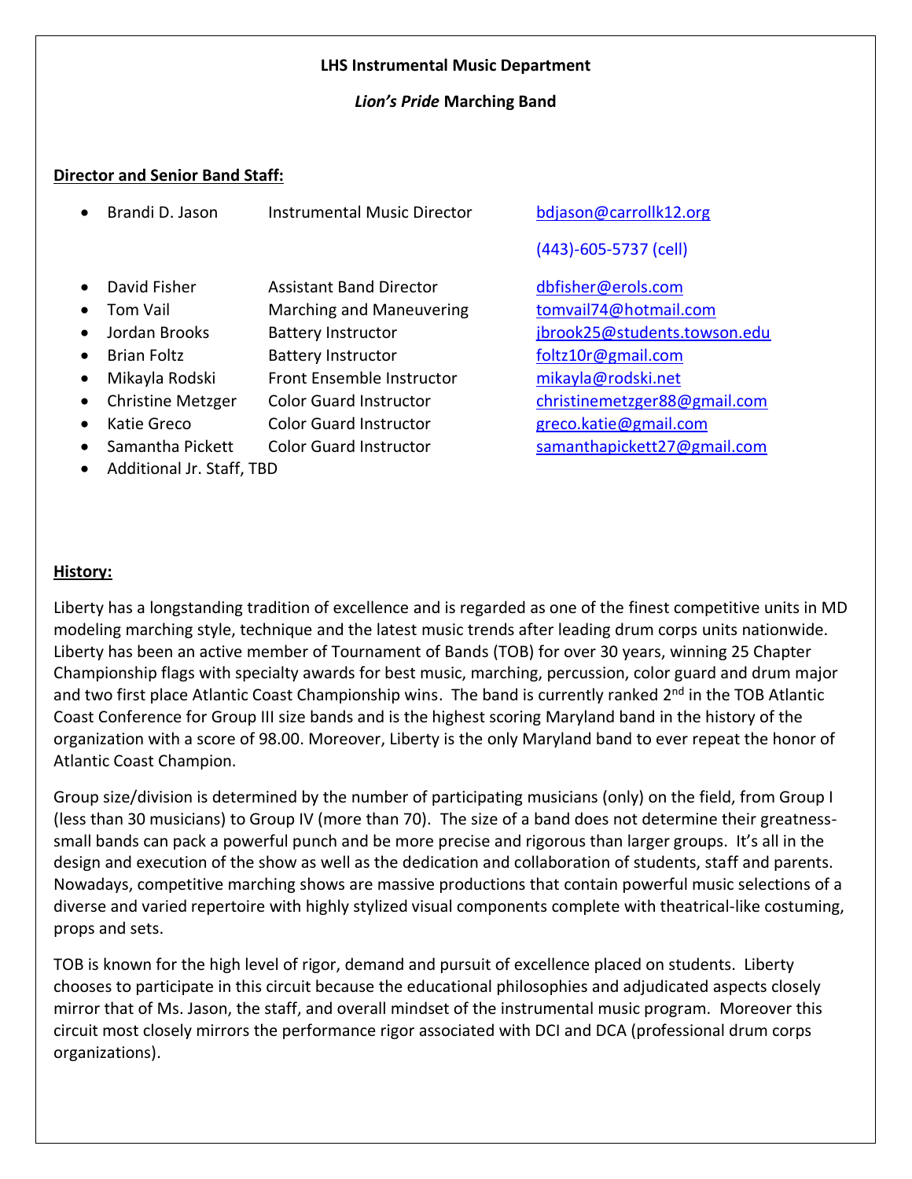**LHS Instrumental Music Department**

***Lion's Pride* Marching Band**

**Director and Senior Band Staff:**

- Brandi D. Jason — Instrumental Music Director — bdjason@carrollk12.org — (443)-605-5737 (cell)
- David Fisher — Assistant Band Director — dbfisher@erols.com
- Tom Vail — Marching and Maneuvering — tomvail74@hotmail.com
- Jordan Brooks — Battery Instructor — jbrook25@students.towson.edu
- Brian Foltz — Battery Instructor — foltz10r@gmail.com
- Mikayla Rodski — Front Ensemble Instructor — mikayla@rodski.net
- Christine Metzger — Color Guard Instructor — christinemetzger88@gmail.com
- Katie Greco — Color Guard Instructor — greco.katie@gmail.com
- Samantha Pickett — Color Guard Instructor — samanthapickett27@gmail.com
- Additional Jr. Staff, TBD

**History:**

Liberty has a longstanding tradition of excellence and is regarded as one of the finest competitive units in MD modeling marching style, technique and the latest music trends after leading drum corps units nationwide. Liberty has been an active member of Tournament of Bands (TOB) for over 30 years, winning 25 Chapter Championship flags with specialty awards for best music, marching, percussion, color guard and drum major and two first place Atlantic Coast Championship wins. The band is currently ranked 2nd in the TOB Atlantic Coast Conference for Group III size bands and is the highest scoring Maryland band in the history of the organization with a score of 98.00. Moreover, Liberty is the only Maryland band to ever repeat the honor of Atlantic Coast Champion.

Group size/division is determined by the number of participating musicians (only) on the field, from Group I (less than 30 musicians) to Group IV (more than 70). The size of a band does not determine their greatness- small bands can pack a powerful punch and be more precise and rigorous than larger groups. It's all in the design and execution of the show as well as the dedication and collaboration of students, staff and parents. Nowadays, competitive marching shows are massive productions that contain powerful music selections of a diverse and varied repertoire with highly stylized visual components complete with theatrical-like costuming, props and sets.

TOB is known for the high level of rigor, demand and pursuit of excellence placed on students. Liberty chooses to participate in this circuit because the educational philosophies and adjudicated aspects closely mirror that of Ms. Jason, the staff, and overall mindset of the instrumental music program. Moreover this circuit most closely mirrors the performance rigor associated with DCI and DCA (professional drum corps organizations).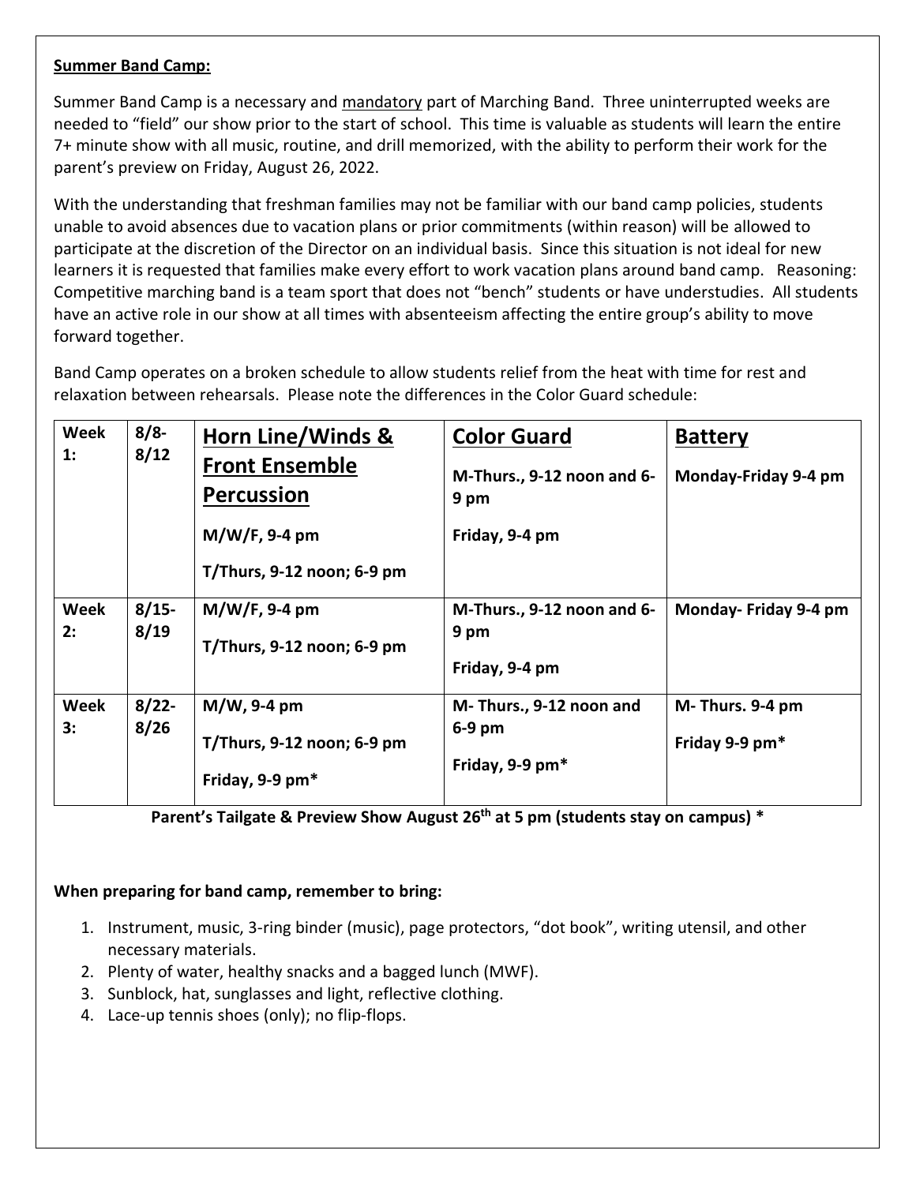**Summer Band Camp:**

Summer Band Camp is a necessary and mandatory part of Marching Band. Three uninterrupted weeks are needed to "field" our show prior to the start of school. This time is valuable as students will learn the entire 7+ minute show with all music, routine, and drill memorized, with the ability to perform their work for the parent's preview on Friday, August 26, 2022.

With the understanding that freshman families may not be familiar with our band camp policies, students unable to avoid absences due to vacation plans or prior commitments (within reason) will be allowed to participate at the discretion of the Director on an individual basis. Since this situation is not ideal for new learners it is requested that families make every effort to work vacation plans around band camp. Reasoning: Competitive marching band is a team sport that does not "bench" students or have understudies. All students have an active role in our show at all times with absenteeism affecting the entire group's ability to move forward together.

Band Camp operates on a broken schedule to allow students relief from the heat with time for rest and relaxation between rehearsals. Please note the differences in the Color Guard schedule:

| Week | Dates | Horn Line/Winds & Front Ensemble Percussion | Color Guard | Battery |
|---|---|---|---|---|
| **Week 1:** | **8/8-8/12** | **M/W/F, 9-4 pm**<br>**T/Thurs, 9-12 noon; 6-9 pm** | **M-Thurs., 9-12 noon and 6-9 pm**<br>**Friday, 9-4 pm** | **Monday-Friday 9-4 pm** |
| **Week 2:** | **8/15-8/19** | **M/W/F, 9-4 pm**<br>**T/Thurs, 9-12 noon; 6-9 pm** | **M-Thurs., 9-12 noon and 6-9 pm**<br>**Friday, 9-4 pm** | **Monday- Friday 9-4 pm** |
| **Week 3:** | **8/22-8/26** | **M/W, 9-4 pm**<br>**T/Thurs, 9-12 noon; 6-9 pm**<br>**Friday, 9-9 pm*** | **M- Thurs., 9-12 noon and 6-9 pm**<br>**Friday, 9-9 pm*** | **M- Thurs. 9-4 pm**<br>**Friday 9-9 pm*** |

**Parent's Tailgate & Preview Show August 26th at 5 pm (students stay on campus) ***

**When preparing for band camp, remember to bring:**

1. Instrument, music, 3-ring binder (music), page protectors, "dot book", writing utensil, and other necessary materials.
2. Plenty of water, healthy snacks and a bagged lunch (MWF).
3. Sunblock, hat, sunglasses and light, reflective clothing.
4. Lace-up tennis shoes (only); no flip-flops.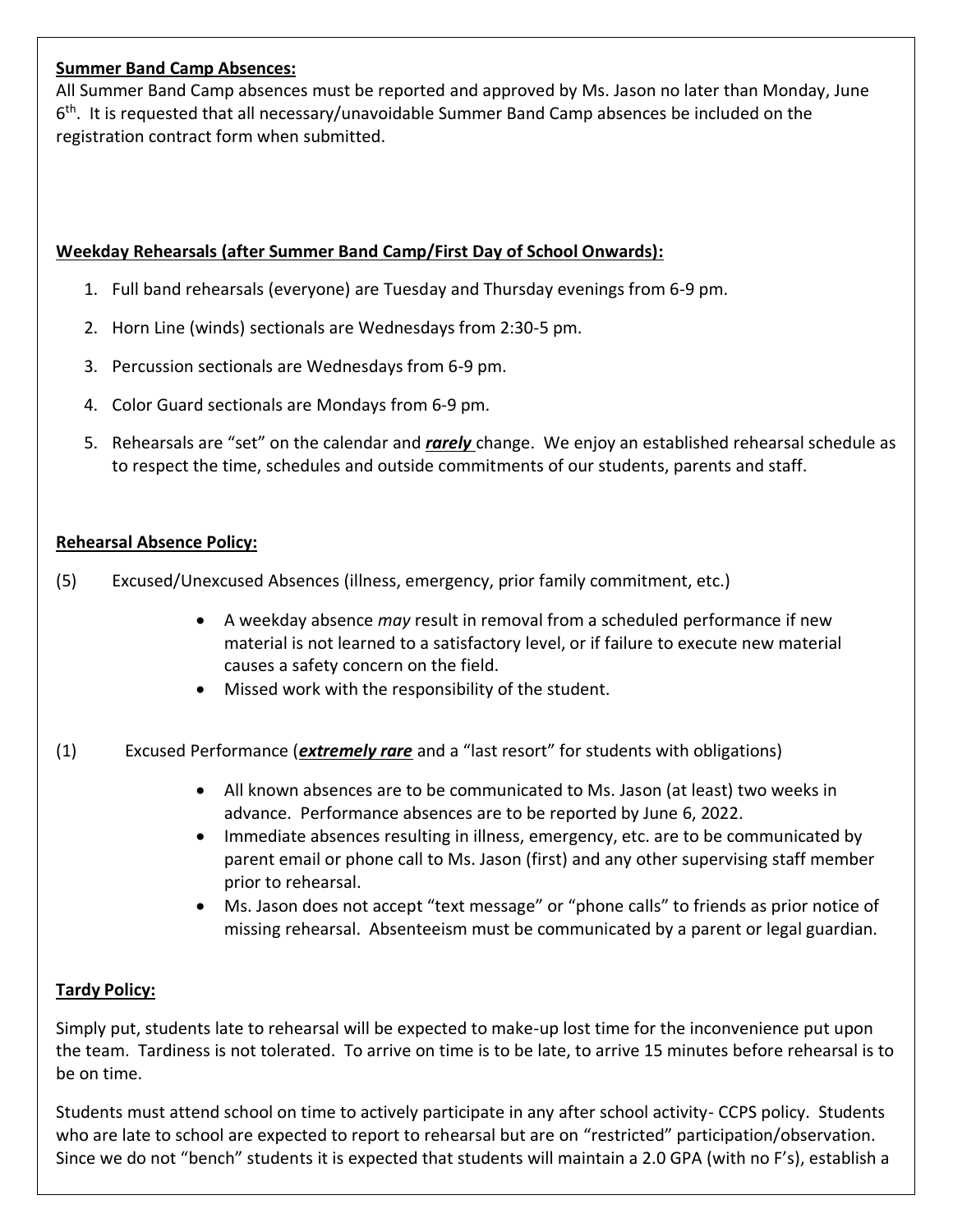**Summer Band Camp Absences:**

All Summer Band Camp absences must be reported and approved by Ms. Jason no later than Monday, June 6th. It is requested that all necessary/unavoidable Summer Band Camp absences be included on the registration contract form when submitted.

**Weekday Rehearsals (after Summer Band Camp/First Day of School Onwards):**

1. Full band rehearsals (everyone) are Tuesday and Thursday evenings from 6-9 pm.
2. Horn Line (winds) sectionals are Wednesdays from 2:30-5 pm.
3. Percussion sectionals are Wednesdays from 6-9 pm.
4. Color Guard sectionals are Mondays from 6-9 pm.
5. Rehearsals are "set" on the calendar and ***rarely*** change. We enjoy an established rehearsal schedule as to respect the time, schedules and outside commitments of our students, parents and staff.

**Rehearsal Absence Policy:**

(5) Excused/Unexcused Absences (illness, emergency, prior family commitment, etc.)

- A weekday absence *may* result in removal from a scheduled performance if new material is not learned to a satisfactory level, or if failure to execute new material causes a safety concern on the field.
- Missed work with the responsibility of the student.

(1) Excused Performance (***extremely rare*** and a "last resort" for students with obligations)

- All known absences are to be communicated to Ms. Jason (at least) two weeks in advance. Performance absences are to be reported by June 6, 2022.
- Immediate absences resulting in illness, emergency, etc. are to be communicated by parent email or phone call to Ms. Jason (first) and any other supervising staff member prior to rehearsal.
- Ms. Jason does not accept "text message" or "phone calls" to friends as prior notice of missing rehearsal. Absenteeism must be communicated by a parent or legal guardian.

**Tardy Policy:**

Simply put, students late to rehearsal will be expected to make-up lost time for the inconvenience put upon the team. Tardiness is not tolerated. To arrive on time is to be late, to arrive 15 minutes before rehearsal is to be on time.

Students must attend school on time to actively participate in any after school activity- CCPS policy. Students who are late to school are expected to report to rehearsal but are on "restricted" participation/observation. Since we do not "bench" students it is expected that students will maintain a 2.0 GPA (with no F's), establish a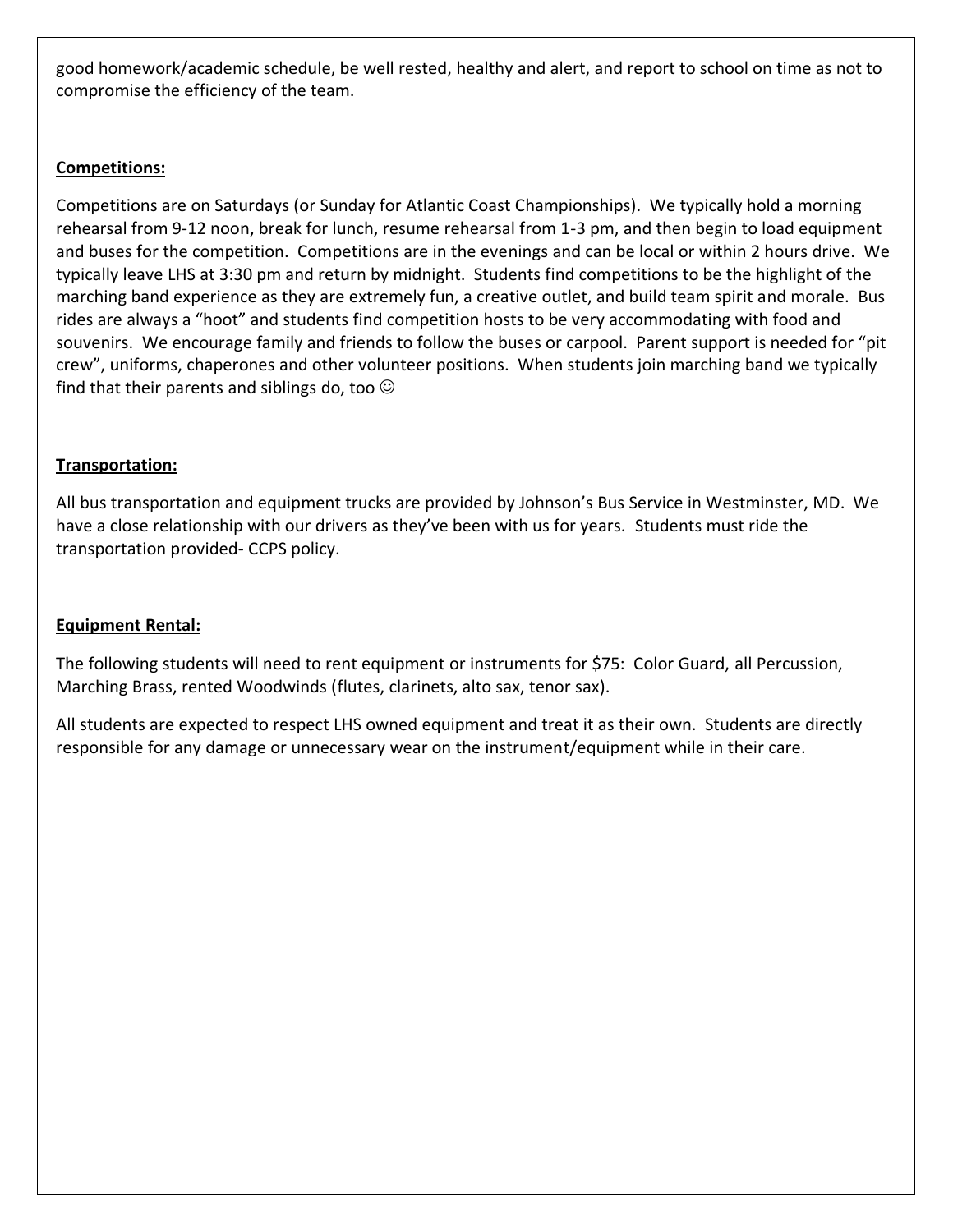good homework/academic schedule, be well rested, healthy and alert, and report to school on time as not to compromise the efficiency of the team.

**Competitions:**

Competitions are on Saturdays (or Sunday for Atlantic Coast Championships). We typically hold a morning rehearsal from 9-12 noon, break for lunch, resume rehearsal from 1-3 pm, and then begin to load equipment and buses for the competition. Competitions are in the evenings and can be local or within 2 hours drive. We typically leave LHS at 3:30 pm and return by midnight. Students find competitions to be the highlight of the marching band experience as they are extremely fun, a creative outlet, and build team spirit and morale. Bus rides are always a "hoot" and students find competition hosts to be very accommodating with food and souvenirs. We encourage family and friends to follow the buses or carpool. Parent support is needed for "pit crew", uniforms, chaperones and other volunteer positions. When students join marching band we typically find that their parents and siblings do, too ☺

**Transportation:**

All bus transportation and equipment trucks are provided by Johnson's Bus Service in Westminster, MD. We have a close relationship with our drivers as they've been with us for years. Students must ride the transportation provided- CCPS policy.

**Equipment Rental:**

The following students will need to rent equipment or instruments for $75: Color Guard, all Percussion, Marching Brass, rented Woodwinds (flutes, clarinets, alto sax, tenor sax).

All students are expected to respect LHS owned equipment and treat it as their own. Students are directly responsible for any damage or unnecessary wear on the instrument/equipment while in their care.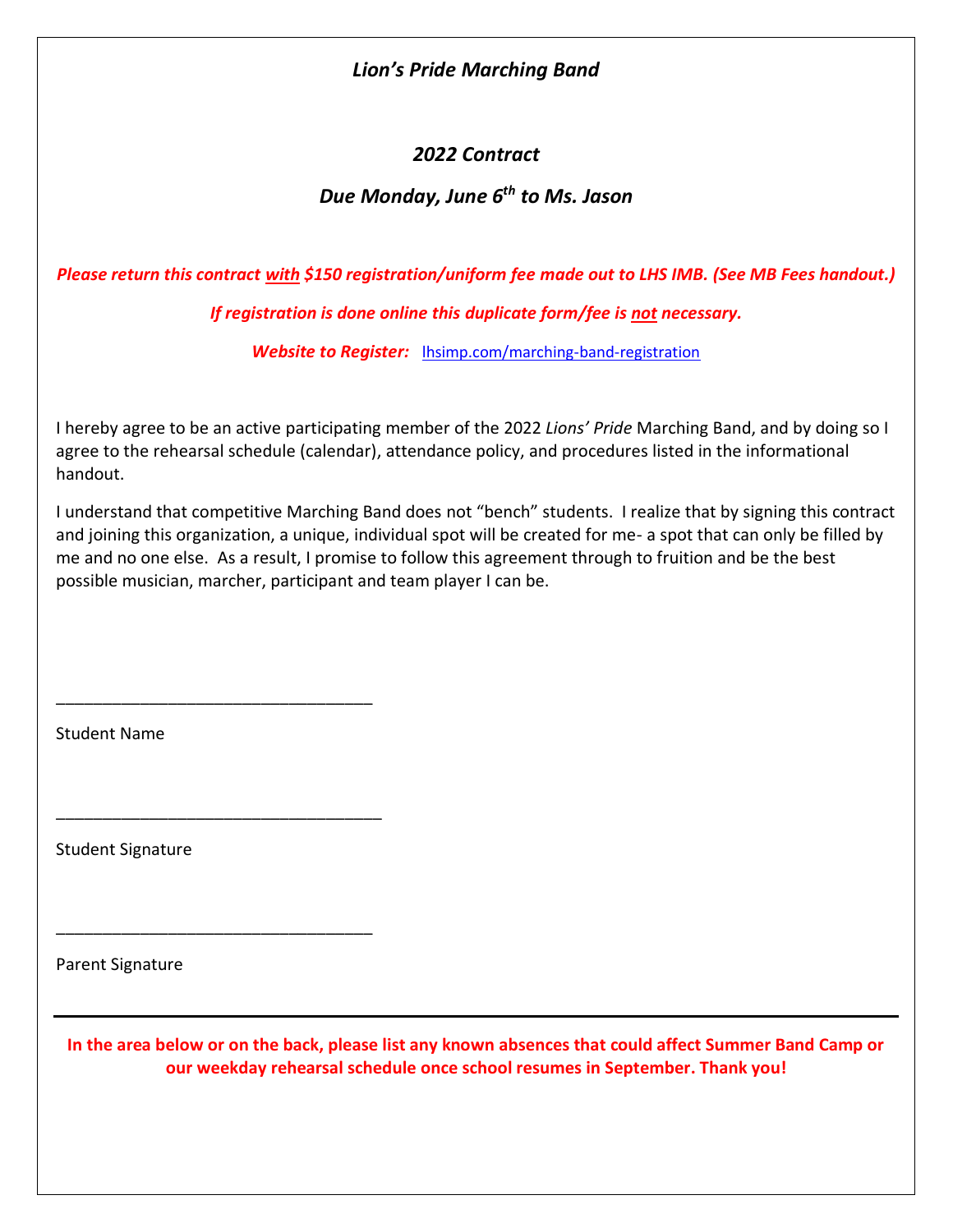# *Lion's Pride Marching Band*

## *2022 Contract*

## *Due Monday, June 6th to Ms. Jason*

***Please return this contract with $150 registration/uniform fee made out to LHS IMB. (See MB Fees handout.)***

***If registration is done online this duplicate form/fee is not necessary.***

***Website to Register:*** lhsimp.com/marching-band-registration

I hereby agree to be an active participating member of the 2022 *Lions' Pride* Marching Band, and by doing so I agree to the rehearsal schedule (calendar), attendance policy, and procedures listed in the informational handout.

I understand that competitive Marching Band does not "bench" students. I realize that by signing this contract and joining this organization, a unique, individual spot will be created for me- a spot that can only be filled by me and no one else. As a result, I promise to follow this agreement through to fruition and be the best possible musician, marcher, participant and team player I can be.

___________________________________

Student Name

___________________________________

Student Signature

___________________________________

Parent Signature

---

**In the area below or on the back, please list any known absences that could affect Summer Band Camp or our weekday rehearsal schedule once school resumes in September. Thank you!**